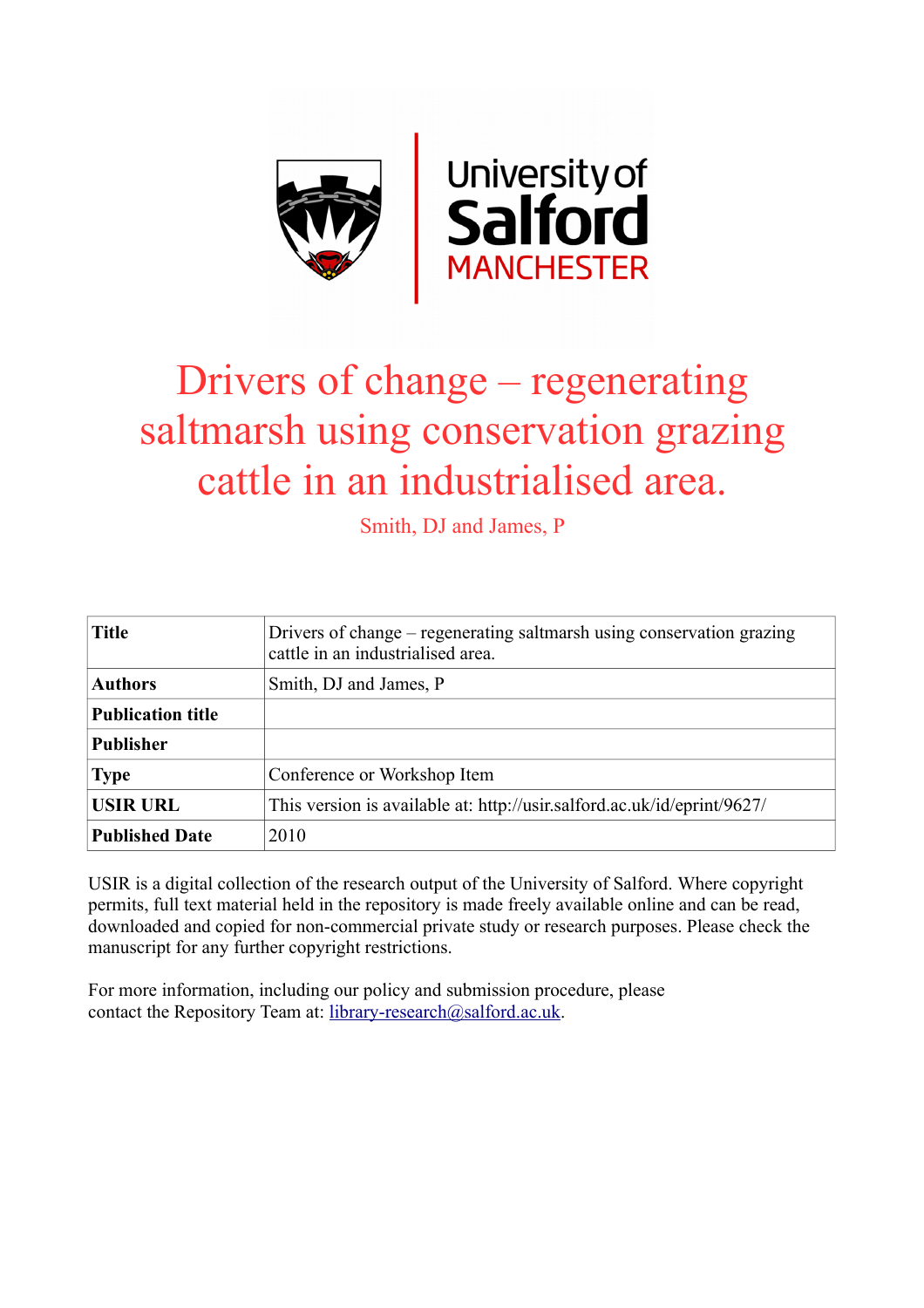# Drivers of change – regenerating saltmarsh using conservation grazing cattle in an industrialised area.

Smith, DJ and James, P

| | |
|---|---|
| **Title** | Drivers of change – regenerating saltmarsh using conservation grazing cattle in an industrialised area. |
| **Authors** | Smith, DJ and James, P |
| **Publication title** | |
| **Publisher** | |
| **Type** | Conference or Workshop Item |
| **USIR URL** | This version is available at: http://usir.salford.ac.uk/id/eprint/9627/ |
| **Published Date** | 2010 |

USIR is a digital collection of the research output of the University of Salford. Where copyright permits, full text material held in the repository is made freely available online and can be read, downloaded and copied for non-commercial private study or research purposes. Please check the manuscript for any further copyright restrictions.

For more information, including our policy and submission procedure, please contact the Repository Team at: library-research@salford.ac.uk.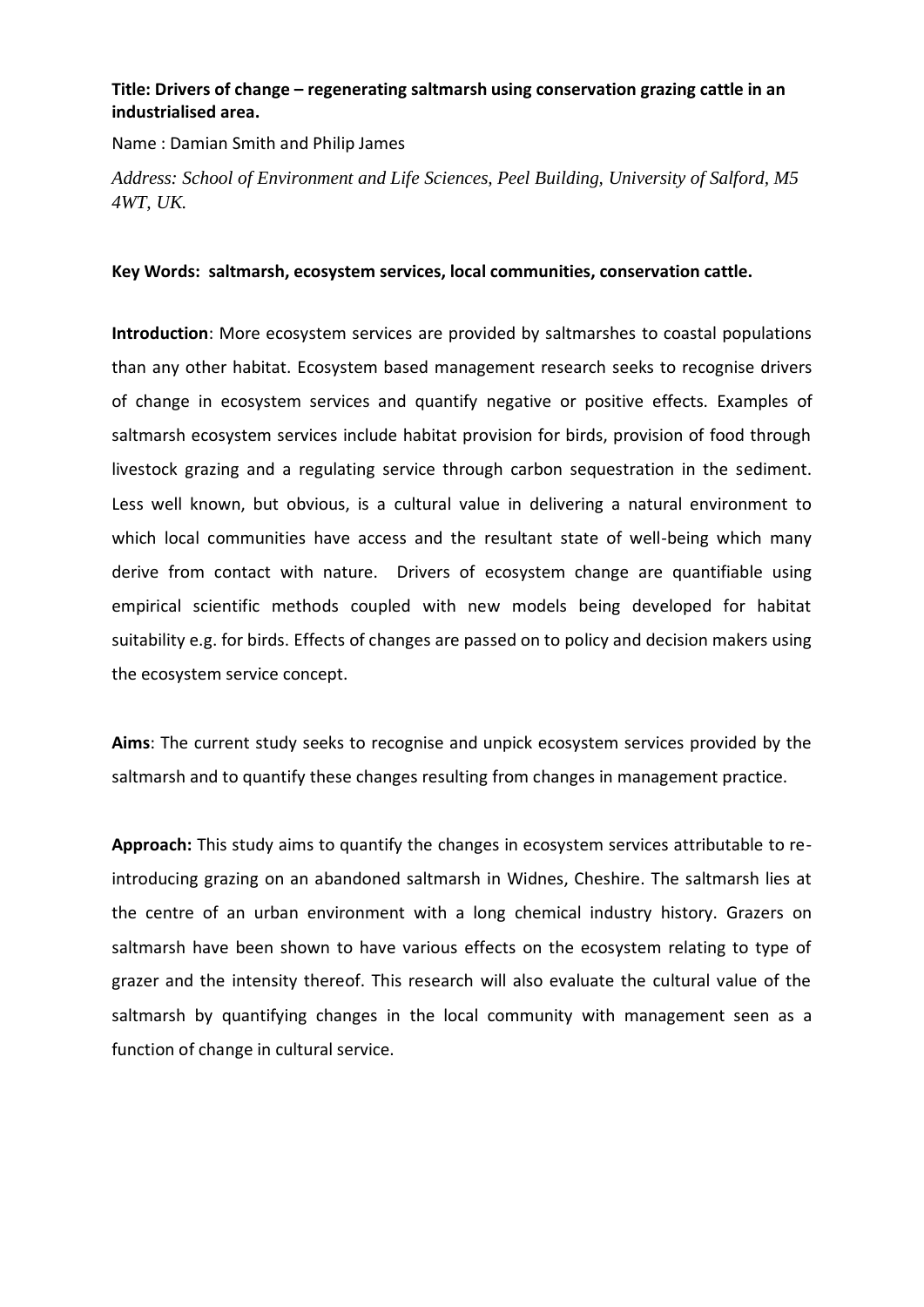**Title: Drivers of change – regenerating saltmarsh using conservation grazing cattle in an industrialised area.**

Name : Damian Smith and Philip James

*Address: School of Environment and Life Sciences, Peel Building, University of Salford, M5 4WT, UK.*

**Key Words: saltmarsh, ecosystem services, local communities, conservation cattle.**

**Introduction**: More ecosystem services are provided by saltmarshes to coastal populations than any other habitat. Ecosystem based management research seeks to recognise drivers of change in ecosystem services and quantify negative or positive effects. Examples of saltmarsh ecosystem services include habitat provision for birds, provision of food through livestock grazing and a regulating service through carbon sequestration in the sediment. Less well known, but obvious, is a cultural value in delivering a natural environment to which local communities have access and the resultant state of well-being which many derive from contact with nature. Drivers of ecosystem change are quantifiable using empirical scientific methods coupled with new models being developed for habitat suitability e.g. for birds. Effects of changes are passed on to policy and decision makers using the ecosystem service concept.

**Aims**: The current study seeks to recognise and unpick ecosystem services provided by the saltmarsh and to quantify these changes resulting from changes in management practice.

**Approach:** This study aims to quantify the changes in ecosystem services attributable to re-introducing grazing on an abandoned saltmarsh in Widnes, Cheshire. The saltmarsh lies at the centre of an urban environment with a long chemical industry history. Grazers on saltmarsh have been shown to have various effects on the ecosystem relating to type of grazer and the intensity thereof. This research will also evaluate the cultural value of the saltmarsh by quantifying changes in the local community with management seen as a function of change in cultural service.